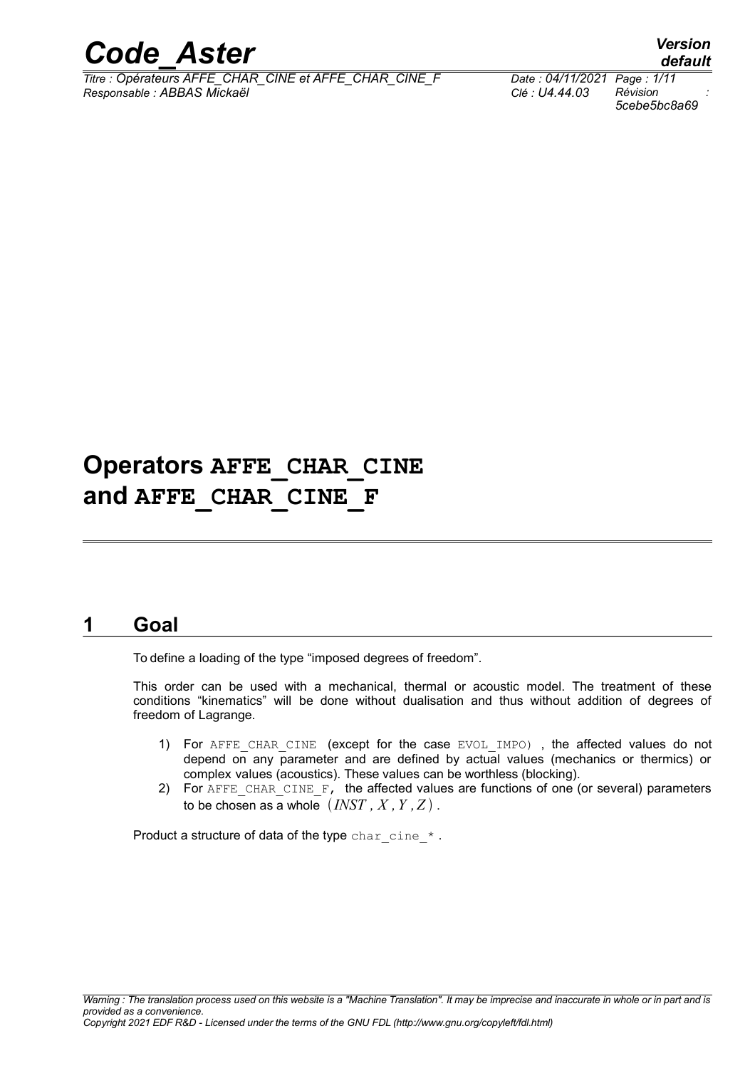# Operators AFFE_CHAR_CINE and AFFE_CHAR_CINE_F

## 1 Goal

To define a loading of the type "imposed degrees of freedom".

This order can be used with a mechanical, thermal or acoustic model. The treatment of these conditions "kinematics" will be done without dualisation and thus without addition of degrees of freedom of Lagrange.

1) For AFFE_CHAR_CINE (except for the case EVOL_IMPO) , the affected values do not depend on any parameter and are defined by actual values (mechanics or thermics) or complex values (acoustics). These values can be worthless (blocking).
2) For AFFE_CHAR_CINE_F, the affected values are functions of one (or several) parameters to be chosen as a whole $(INST, X, Y, Z)$.

Product a structure of data of the type char_cine_* .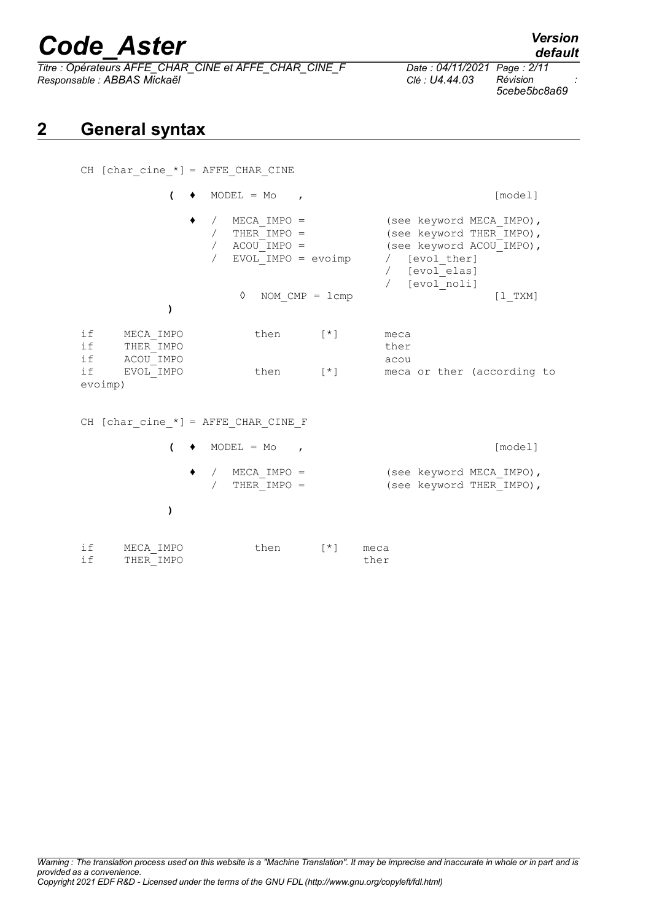## 2 General syntax

```
CH [char_cine_*] = AFFE_CHAR_CINE

          (  ♦  MODEL = Mo   ,                                    [model]

             ♦  /  MECA_IMPO =            (see keyword MECA_IMPO),
                /  THER_IMPO =            (see keyword THER_IMPO),
                /  ACOU_IMPO =            (see keyword ACOU_IMPO),
                /  EVOL_IMPO = evoimp     /  [evol_ther]
                                          /  [evol_elas]
                                          /  [evol_noli]
                     ◊  NOM_CMP = lcmp                            [l_TXM]
          )

if    MECA_IMPO          then      [*]       meca
if    THER_IMPO                              ther
if    ACOU_IMPO                              acou
if    EVOL_IMPO          then      [*]       meca or ther (according to
evoimp)


CH [char_cine_*] = AFFE_CHAR_CINE_F

          (  ♦  MODEL = Mo   ,                                    [model]

             ♦  /  MECA_IMPO =            (see keyword MECA_IMPO),
                /  THER_IMPO =            (see keyword THER_IMPO),

          )


if    MECA_IMPO          then      [*]    meca
if    THER_IMPO                           ther
```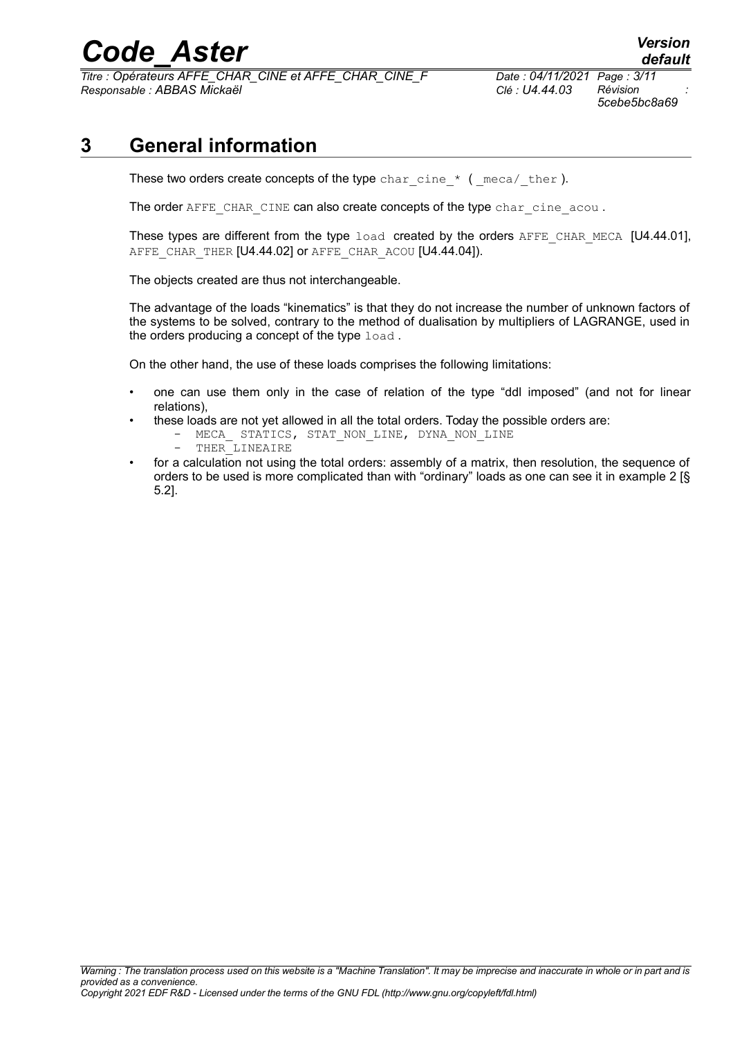# 3 General information

These two orders create concepts of the type `char_cine_*` ( `_meca/_ther` ).

The order `AFFE_CHAR_CINE` can also create concepts of the type `char_cine_acou` .

These types are different from the type `load` created by the orders `AFFE_CHAR_MECA` [U4.44.01], `AFFE_CHAR_THER` [U4.44.02] or `AFFE_CHAR_ACOU` [U4.44.04]).

The objects created are thus not interchangeable.

The advantage of the loads "kinematics" is that they do not increase the number of unknown factors of the systems to be solved, contrary to the method of dualisation by multipliers of LAGRANGE, used in the orders producing a concept of the type `load` .

On the other hand, the use of these loads comprises the following limitations:

- one can use them only in the case of relation of the type "ddl imposed" (and not for linear relations),
- these loads are not yet allowed in all the total orders. Today the possible orders are:
  - `MECA_ STATICS, STAT_NON_LINE, DYNA_NON_LINE`
  - `THER_LINEAIRE`
- for a calculation not using the total orders: assembly of a matrix, then resolution, the sequence of orders to be used is more complicated than with "ordinary" loads as one can see it in example 2 [§ 5.2].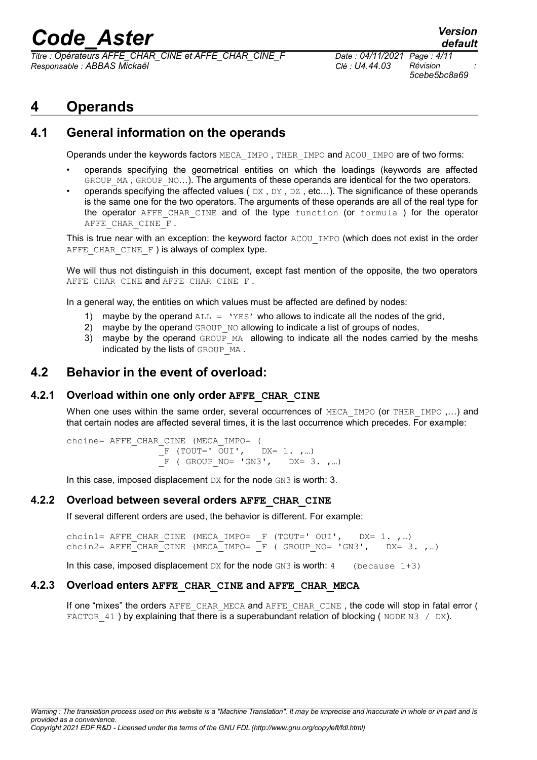# 4 Operands

## 4.1 General information on the operands

Operands under the keywords factors MECA_IMPO , THER_IMPO and ACOU_IMPO are of two forms:

- operands specifying the geometrical entities on which the loadings (keywords are affected GROUP_MA , GROUP_NO…). The arguments of these operands are identical for the two operators.
- operands specifying the affected values ( DX , DY , DZ , etc…). The significance of these operands is the same one for the two operators. The arguments of these operands are all of the real type for the operator AFFE_CHAR_CINE and of the type function (or formula ) for the operator AFFE_CHAR_CINE_F .

This is true near with an exception: the keyword factor ACOU_IMPO (which does not exist in the order AFFE_CHAR_CINE_F ) is always of complex type.

We will thus not distinguish in this document, except fast mention of the opposite, the two operators AFFE_CHAR_CINE and AFFE_CHAR_CINE_F .

In a general way, the entities on which values must be affected are defined by nodes:

1) maybe by the operand ALL = 'YES' who allows to indicate all the nodes of the grid,
2) maybe by the operand GROUP_NO allowing to indicate a list of groups of nodes,
3) maybe by the operand GROUP_MA allowing to indicate all the nodes carried by the meshs indicated by the lists of GROUP_MA .

## 4.2 Behavior in the event of overload:

### 4.2.1 Overload within one only order **AFFE_CHAR_CINE**

When one uses within the same order, several occurrences of MECA_IMPO (or THER_IMPO ,…) and that certain nodes are affected several times, it is the last occurrence which precedes. For example:

```
chcine= AFFE_CHAR_CINE (MECA_IMPO= (
                _F (TOUT=' OUI',    DX= 1. ,…)
                _F ( GROUP_NO= 'GN3',    DX= 3. ,…)
```

In this case, imposed displacement DX for the node GN3 is worth: 3.

### 4.2.2 Overload between several orders **AFFE_CHAR_CINE**

If several different orders are used, the behavior is different. For example:

```
chcin1= AFFE_CHAR_CINE (MECA_IMPO= _F (TOUT=' OUI',    DX= 1. ,…)
chcin2= AFFE_CHAR_CINE (MECA_IMPO= _F ( GROUP_NO= 'GN3',    DX= 3. ,…)
```

In this case, imposed displacement DX for the node GN3 is worth: 4    (because 1+3)

### 4.2.3 Overload enters **AFFE_CHAR_CINE** and **AFFE_CHAR_MECA**

If one "mixes" the orders AFFE_CHAR_MECA and AFFE_CHAR_CINE , the code will stop in fatal error ( FACTOR_41 ) by explaining that there is a superabundant relation of blocking ( NODE N3 / DX).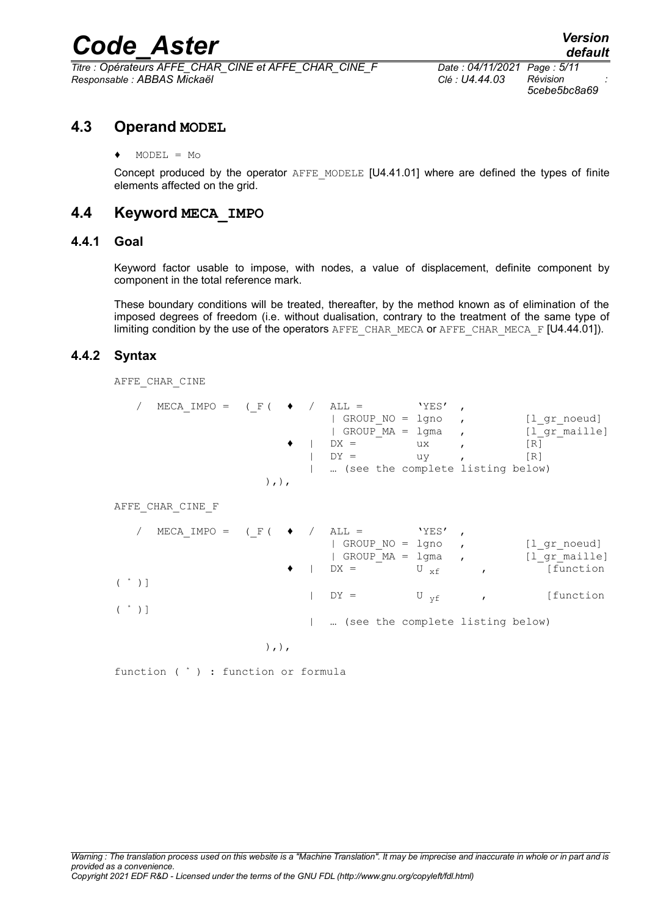## 4.3 Operand **MODEL**

♦ MODEL = Mo

Concept produced by the operator AFFE_MODELE [U4.41.01] where are defined the types of finite elements affected on the grid.

## 4.4 Keyword **MECA_IMPO**

### 4.4.1 Goal

Keyword factor usable to impose, with nodes, a value of displacement, definite component by component in the total reference mark.

These boundary conditions will be treated, thereafter, by the method known as of elimination of the imposed degrees of freedom (i.e. without dualisation, contrary to the treatment of the same type of limiting condition by the use of the operators AFFE_CHAR_MECA or AFFE_CHAR_MECA_F [U4.44.01]).

### 4.4.2 Syntax

```
AFFE_CHAR_CINE

   /  MECA_IMPO =  (_F(  ♦  /  ALL =          'YES'  ,
                              | GROUP_NO = lgno   ,          [l_gr_noeud]
                              | GROUP_MA = lgma   ,          [l_gr_maille]
                         ♦  |  DX =          ux     ,          [R]
                            |  DY =          uy     ,          [R]
                            |  … (see the complete listing below)
                    ),),

AFFE_CHAR_CINE_F

   /  MECA_IMPO =  (_F(  ♦  /  ALL =          'YES'  ,
                              | GROUP_NO = lgno   ,          [l_gr_noeud]
                              | GROUP_MA = lgma   ,          [l_gr_maille]
                         ♦  |  DX =          U xf       ,         [function ( * )]
                            |  DY =          U yf       ,         [function ( * )]
                            |  … (see the complete listing below)

                    ),),

function ( * ) : function or formula
```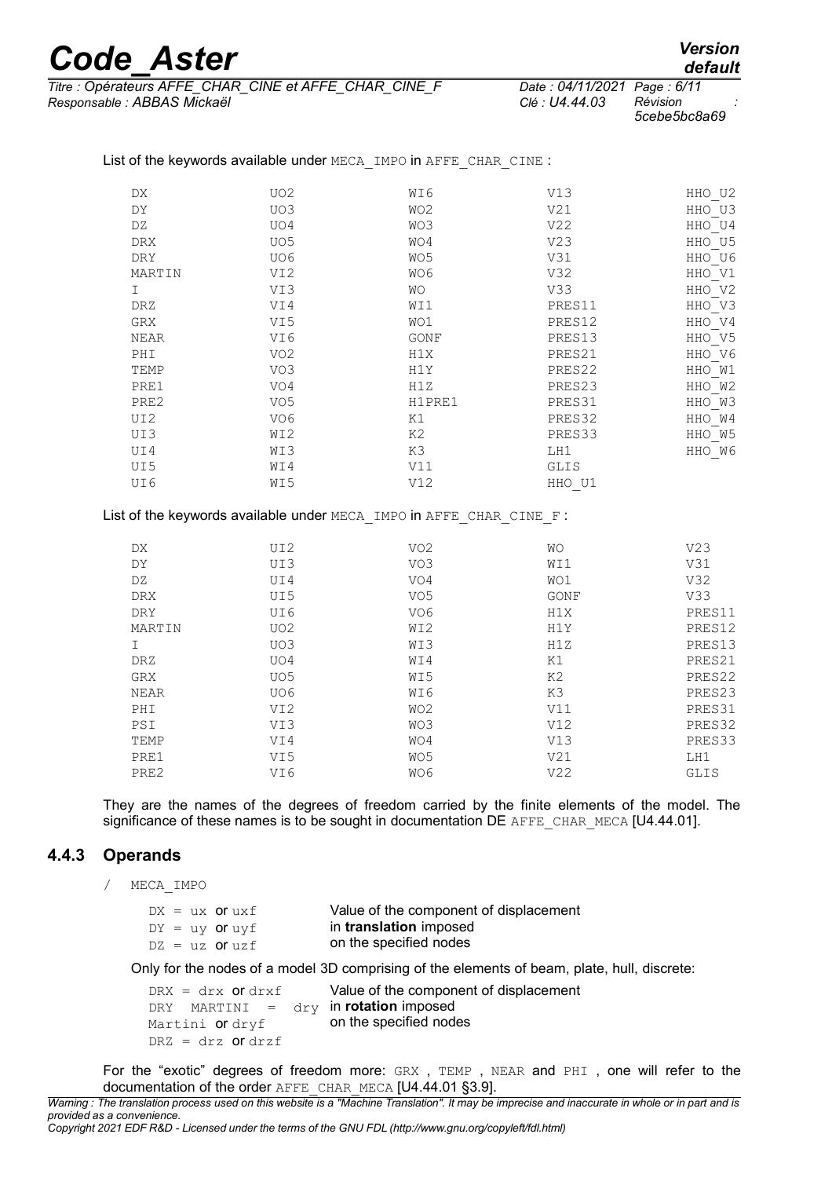List of the keywords available under MECA_IMPO in AFFE_CHAR_CINE :

| | | | | |
|---|---|---|---|---|
| DX | UO2 | WI6 | V13 | HHO_U2 |
| DY | UO3 | WO2 | V21 | HHO_U3 |
| DZ | UO4 | WO3 | V22 | HHO_U4 |
| DRX | UO5 | WO4 | V23 | HHO_U5 |
| DRY | UO6 | WO5 | V31 | HHO_U6 |
| MARTIN | VI2 | WO6 | V32 | HHO_V1 |
| I | VI3 | WO | V33 | HHO_V2 |
| DRZ | VI4 | WI1 | PRES11 | HHO_V3 |
| GRX | VI5 | WO1 | PRES12 | HHO_V4 |
| NEAR | VI6 | GONF | PRES13 | HHO_V5 |
| PHI | VO2 | H1X | PRES21 | HHO_V6 |
| TEMP | VO3 | H1Y | PRES22 | HHO_W1 |
| PRE1 | VO4 | H1Z | PRES23 | HHO_W2 |
| PRE2 | VO5 | H1PRE1 | PRES31 | HHO_W3 |
| UI2 | VO6 | K1 | PRES32 | HHO_W4 |
| UI3 | WI2 | K2 | PRES33 | HHO_W5 |
| UI4 | WI3 | K3 | LH1 | HHO_W6 |
| UI5 | WI4 | V11 | GLIS | |
| UI6 | WI5 | V12 | HHO_U1 | |

List of the keywords available under MECA_IMPO in AFFE_CHAR_CINE_F :

| | | | | |
|---|---|---|---|---|
| DX | UI2 | VO2 | WO | V23 |
| DY | UI3 | VO3 | WI1 | V31 |
| DZ | UI4 | VO4 | WO1 | V32 |
| DRX | UI5 | VO5 | GONF | V33 |
| DRY | UI6 | VO6 | H1X | PRES11 |
| MARTIN | UO2 | WI2 | H1Y | PRES12 |
| I | UO3 | WI3 | H1Z | PRES13 |
| DRZ | UO4 | WI4 | K1 | PRES21 |
| GRX | UO5 | WI5 | K2 | PRES22 |
| NEAR | UO6 | WI6 | K3 | PRES23 |
| PHI | VI2 | WO2 | V11 | PRES31 |
| PSI | VI3 | WO3 | V12 | PRES32 |
| TEMP | VI4 | WO4 | V13 | PRES33 |
| PRE1 | VI5 | WO5 | V21 | LH1 |
| PRE2 | VI6 | WO6 | V22 | GLIS |

They are the names of the degrees of freedom carried by the finite elements of the model. The significance of these names is to be sought in documentation DE AFFE_CHAR_MECA [U4.44.01].

### 4.4.3 Operands

/ MECA_IMPO

DX = ux or uxf
DY = uy or uyf
DZ = uz or uzf

Value of the component of displacement in **translation** imposed on the specified nodes

Only for the nodes of a model 3D comprising of the elements of beam, plate, hull, discrete:

DRX = drx or drxf
DRY MARTINI = dry Martini or dryf
DRZ = drz or drzf

Value of the component of displacement in **rotation** imposed on the specified nodes

For the "exotic" degrees of freedom more: GRX , TEMP , NEAR and PHI , one will refer to the documentation of the order AFFE_CHAR_MECA [U4.44.01 §3.9].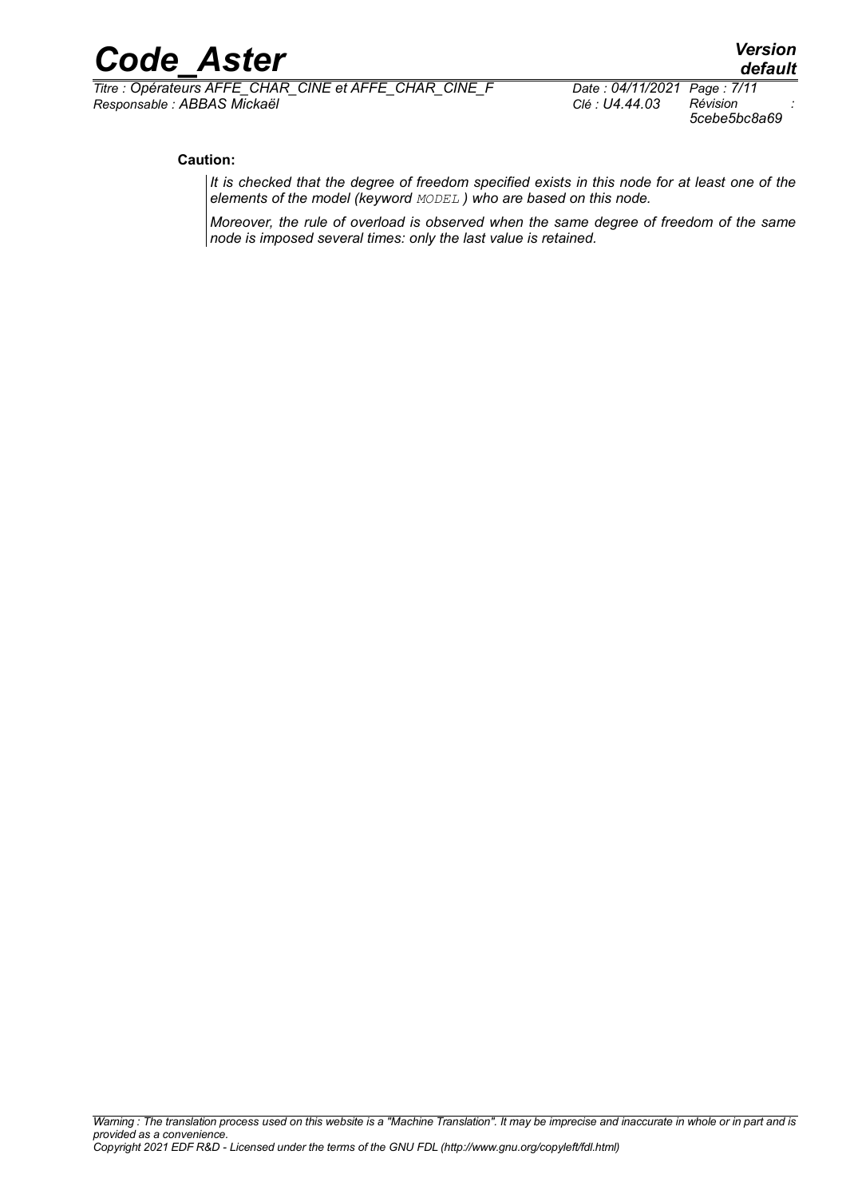**Caution:**

*It is checked that the degree of freedom specified exists in this node for at least one of the elements of the model (keyword* `MODEL` *) who are based on this node.*

*Moreover, the rule of overload is observed when the same degree of freedom of the same node is imposed several times: only the last value is retained.*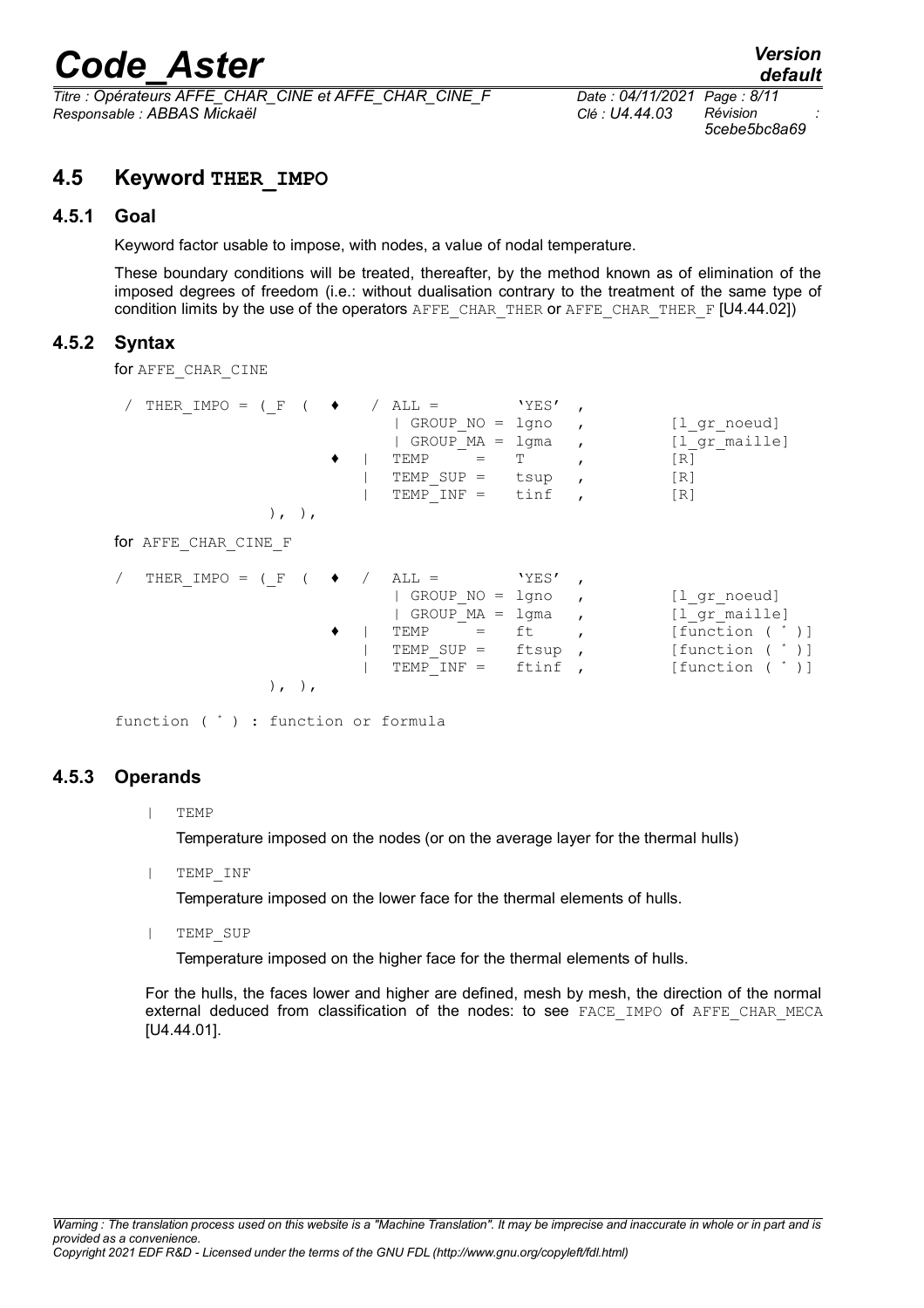## 4.5 Keyword THER_IMPO

### 4.5.1 Goal

Keyword factor usable to impose, with nodes, a value of nodal temperature.

These boundary conditions will be treated, thereafter, by the method known as of elimination of the imposed degrees of freedom (i.e.: without dualisation contrary to the treatment of the same type of condition limits by the use of the operators AFFE_CHAR_THER or AFFE_CHAR_THER_F [U4.44.02])

### 4.5.2 Syntax

for AFFE_CHAR_CINE

```
 / THER_IMPO = (_F  (  ♦   / ALL =         'YES'  ,
                             | GROUP_NO = lgno   ,         [l_gr_noeud]
                             | GROUP_MA = lgma   ,         [l_gr_maille]
                       ♦   | TEMP     =   T      ,         [R]
                           | TEMP_SUP =   tsup   ,         [R]
                           | TEMP_INF =   tinf   ,         [R]
                 ), ),
```

for AFFE_CHAR_CINE_F

```
/  THER_IMPO = (_F  (  ♦  /  ALL =         'YES'  ,
                             | GROUP_NO = lgno   ,         [l_gr_noeud]
                             | GROUP_MA = lgma   ,         [l_gr_maille]
                       ♦   | TEMP     =   ft     ,         [function ( * )]
                           | TEMP_SUP =   ftsup  ,         [function ( * )]
                           | TEMP_INF =   ftinf  ,         [function ( * )]
                 ), ),

function ( * ) : function or formula
```

### 4.5.3 Operands

| TEMP

Temperature imposed on the nodes (or on the average layer for the thermal hulls)

| TEMP_INF

Temperature imposed on the lower face for the thermal elements of hulls.

| TEMP_SUP

Temperature imposed on the higher face for the thermal elements of hulls.

For the hulls, the faces lower and higher are defined, mesh by mesh, the direction of the normal external deduced from classification of the nodes: to see FACE_IMPO of AFFE_CHAR_MECA [U4.44.01].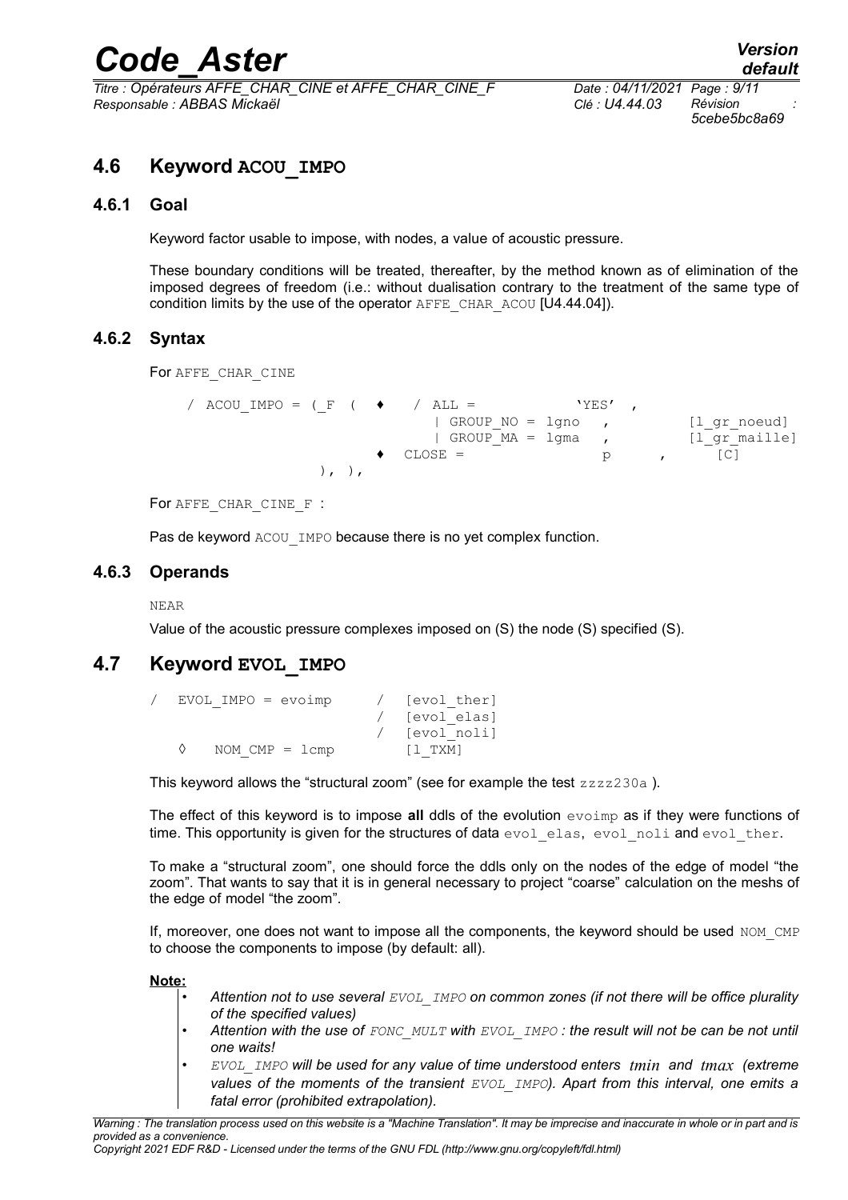## 4.6 Keyword ACOU_IMPO

### 4.6.1 Goal

Keyword factor usable to impose, with nodes, a value of acoustic pressure.

These boundary conditions will be treated, thereafter, by the method known as of elimination of the imposed degrees of freedom (i.e.: without dualisation contrary to the treatment of the same type of condition limits by the use of the operator AFFE_CHAR_ACOU [U4.44.04]).

### 4.6.2 Syntax

For AFFE_CHAR_CINE

```
/ ACOU_IMPO = (_F  (  ♦   / ALL =            'YES'  ,
                          | GROUP_NO = lgno   ,          [l_gr_noeud]
                          | GROUP_MA = lgma   ,          [l_gr_maille]
                      ♦  CLOSE =               p      ,      [C]
              ), ),
```

For AFFE_CHAR_CINE_F :

Pas de keyword ACOU_IMPO because there is no yet complex function.

### 4.6.3 Operands

NEAR

Value of the acoustic pressure complexes imposed on (S) the node (S) specified (S).

## 4.7 Keyword EVOL_IMPO

```
/  EVOL_IMPO = evoimp      /  [evol_ther]
                           /  [evol_elas]
                           /  [evol_noli]
   ◊   NOM_CMP = lcmp         [l_TXM]
```

This keyword allows the "structural zoom" (see for example the test zzzz230a ).

The effect of this keyword is to impose **all** ddls of the evolution evoimp as if they were functions of time. This opportunity is given for the structures of data evol_elas, evol_noli and evol_ther.

To make a "structural zoom", one should force the ddls only on the nodes of the edge of model "the zoom". That wants to say that it is in general necessary to project "coarse" calculation on the meshs of the edge of model "the zoom".

If, moreover, one does not want to impose all the components, the keyword should be used NOM_CMP to choose the components to impose (by default: all).

**Note:**

- *Attention not to use several EVOL_IMPO on common zones (if not there will be office plurality of the specified values)*
- *Attention with the use of FONC_MULT with EVOL_IMPO : the result will not be can be not until one waits!*
- *EVOL_IMPO will be used for any value of time understood enters $tmin$ and $tmax$ (extreme values of the moments of the transient EVOL_IMPO). Apart from this interval, one emits a fatal error (prohibited extrapolation).*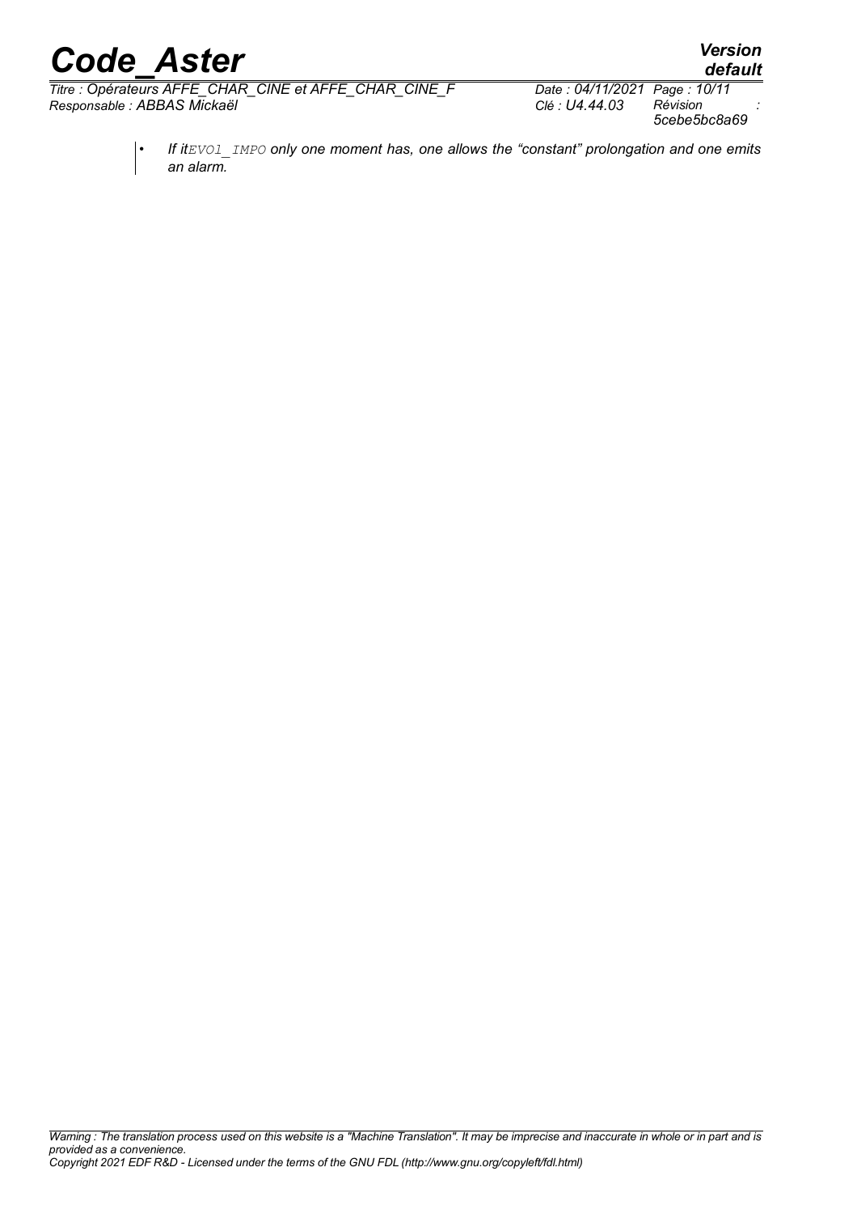- *If it`EVOL_IMPO` only one moment has, one allows the "constant" prolongation and one emits an alarm.*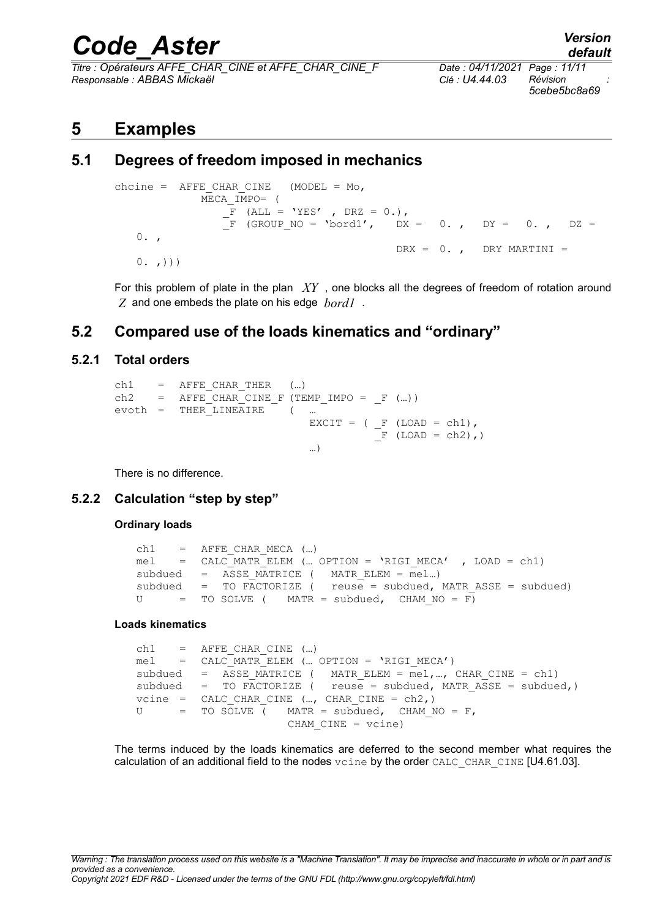# 5 Examples

## 5.1 Degrees of freedom imposed in mechanics

```
chcine =  AFFE_CHAR_CINE   (MODEL = Mo,
            MECA_IMPO= (
               _F (ALL = 'YES' , DRZ = 0.),
               _F (GROUP_NO = 'bord1',   DX =  0. ,  DY =  0. ,  DZ =
   0. ,
                                         DRX = 0. ,  DRY MARTINI =
   0. ,)))
```

For this problem of plate in the plan $XY$, one blocks all the degrees of freedom of rotation around $Z$ and one embeds the plate on his edge $bord1$.

## 5.2 Compared use of the loads kinematics and "ordinary"

### 5.2.1 Total orders

```
ch1    =  AFFE_CHAR_THER   (…)
ch2    =  AFFE_CHAR_CINE_F (TEMP_IMPO = _F (…))
evoth  =  THER_LINEAIRE    ( …
                             EXCIT = ( _F (LOAD = ch1),
                                       _F (LOAD = ch2),)
                             …)
```

There is no difference.

### 5.2.2 Calculation "step by step"

**Ordinary loads**

```
ch1     =  AFFE_CHAR_MECA (…)
mel     =  CALC_MATR_ELEM (… OPTION = 'RIGI_MECA' , LOAD = ch1)
subdued   =  ASSE_MATRICE (  MATR_ELEM = mel…)
subdued   =  TO FACTORIZE (  reuse = subdued, MATR_ASSE = subdued)
U      =  TO SOLVE (   MATR = subdued,  CHAM_NO = F)
```

**Loads kinematics**

```
ch1     =  AFFE_CHAR_CINE (…)
mel     =  CALC_MATR_ELEM (… OPTION = 'RIGI_MECA')
subdued   =  ASSE_MATRICE (  MATR_ELEM = mel,…, CHAR_CINE = ch1)
subdued   =  TO FACTORIZE (  reuse = subdued, MATR_ASSE = subdued,)
vcine  =  CALC_CHAR_CINE (…, CHAR_CINE = ch2,)
U      =  TO SOLVE (   MATR = subdued,  CHAM_NO = F,
                       CHAM_CINE = vcine)
```

The terms induced by the loads kinematics are deferred to the second member what requires the calculation of an additional field to the nodes vcine by the order CALC_CHAR_CINE [U4.61.03].